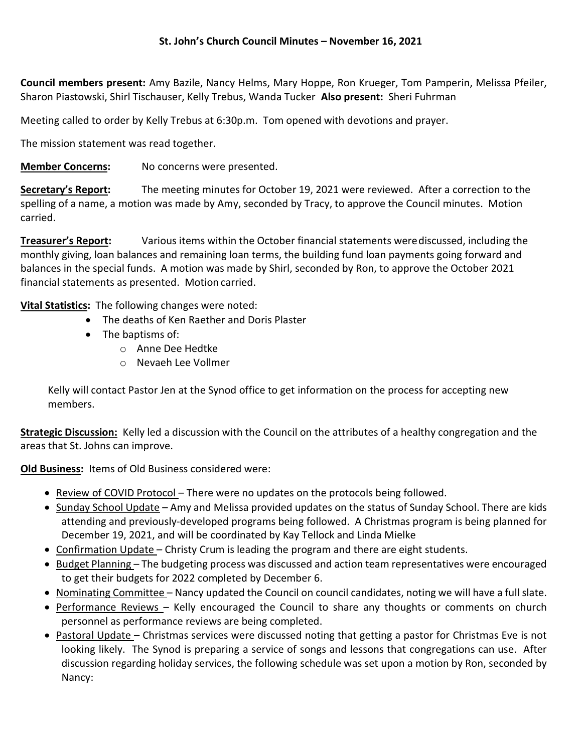**St. John's Church Council Minutes – November 16, 2021**

**Council members present:** Amy Bazile, Nancy Helms, Mary Hoppe, Ron Krueger, Tom Pamperin, Melissa Pfeiler, Sharon Piastowski, Shirl Tischauser, Kelly Trebus, Wanda Tucker **Also present:** Sheri Fuhrman

Meeting called to order by Kelly Trebus at 6:30p.m. Tom opened with devotions and prayer.

The mission statement was read together.

**Member Concerns:** No concerns were presented.

**Secretary's Report:** The meeting minutes for October 19, 2021 were reviewed. After a correction to the spelling of a name, a motion was made by Amy, seconded by Tracy, to approve the Council minutes. Motion carried.

**Treasurer's Report:** Various items within the October financial statements were discussed, including the monthly giving, loan balances and remaining loan terms, the building fund loan payments going forward and balances in the special funds. A motion was made by Shirl, seconded by Ron, to approve the October 2021 financial statements as presented. Motion carried.

**Vital Statistics:** The following changes were noted:

- The deaths of Ken Raether and Doris Plaster
- The baptisms of:
  - Anne Dee Hedtke
  - Nevaeh Lee Vollmer

Kelly will contact Pastor Jen at the Synod office to get information on the process for accepting new members.

**Strategic Discussion:** Kelly led a discussion with the Council on the attributes of a healthy congregation and the areas that St. Johns can improve.

**Old Business:** Items of Old Business considered were:

- Review of COVID Protocol – There were no updates on the protocols being followed.
- Sunday School Update – Amy and Melissa provided updates on the status of Sunday School. There are kids attending and previously-developed programs being followed. A Christmas program is being planned for December 19, 2021, and will be coordinated by Kay Tellock and Linda Mielke
- Confirmation Update – Christy Crum is leading the program and there are eight students.
- Budget Planning – The budgeting process was discussed and action team representatives were encouraged to get their budgets for 2022 completed by December 6.
- Nominating Committee – Nancy updated the Council on council candidates, noting we will have a full slate.
- Performance Reviews – Kelly encouraged the Council to share any thoughts or comments on church personnel as performance reviews are being completed.
- Pastoral Update – Christmas services were discussed noting that getting a pastor for Christmas Eve is not looking likely. The Synod is preparing a service of songs and lessons that congregations can use. After discussion regarding holiday services, the following schedule was set upon a motion by Ron, seconded by Nancy: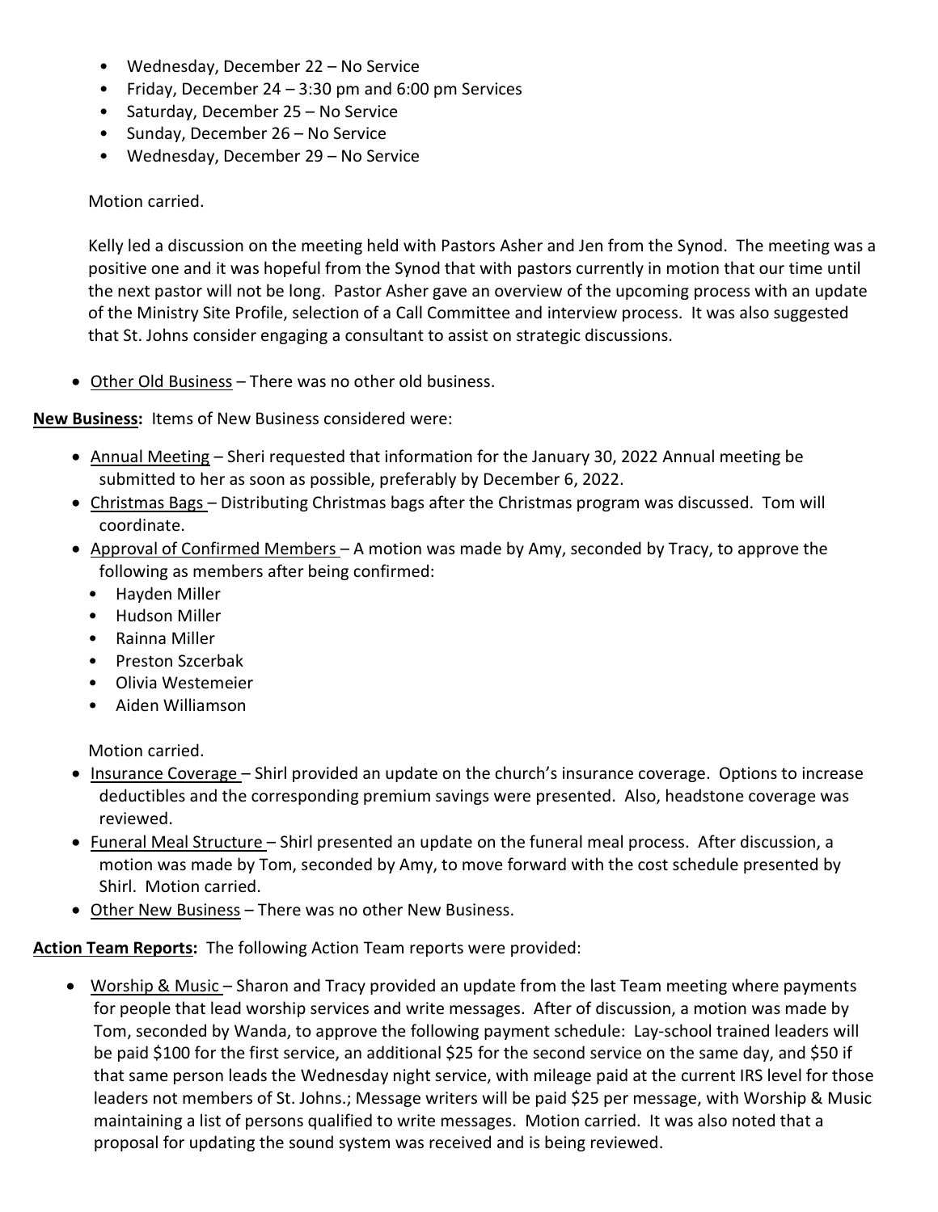- Wednesday, December 22 – No Service
- Friday, December 24 – 3:30 pm and 6:00 pm Services
- Saturday, December 25 – No Service
- Sunday, December 26 – No Service
- Wednesday, December 29 – No Service

Motion carried.

Kelly led a discussion on the meeting held with Pastors Asher and Jen from the Synod. The meeting was a positive one and it was hopeful from the Synod that with pastors currently in motion that our time until the next pastor will not be long. Pastor Asher gave an overview of the upcoming process with an update of the Ministry Site Profile, selection of a Call Committee and interview process. It was also suggested that St. Johns consider engaging a consultant to assist on strategic discussions.

- Other Old Business – There was no other old business.

**New Business:** Items of New Business considered were:

- Annual Meeting – Sheri requested that information for the January 30, 2022 Annual meeting be submitted to her as soon as possible, preferably by December 6, 2022.
- Christmas Bags – Distributing Christmas bags after the Christmas program was discussed. Tom will coordinate.
- Approval of Confirmed Members – A motion was made by Amy, seconded by Tracy, to approve the following as members after being confirmed:
  - Hayden Miller
  - Hudson Miller
  - Rainna Miller
  - Preston Szcerbak
  - Olivia Westemeier
  - Aiden Williamson

  Motion carried.
- Insurance Coverage – Shirl provided an update on the church's insurance coverage. Options to increase deductibles and the corresponding premium savings were presented. Also, headstone coverage was reviewed.
- Funeral Meal Structure – Shirl presented an update on the funeral meal process. After discussion, a motion was made by Tom, seconded by Amy, to move forward with the cost schedule presented by Shirl. Motion carried.
- Other New Business – There was no other New Business.

**Action Team Reports:** The following Action Team reports were provided:

- Worship & Music – Sharon and Tracy provided an update from the last Team meeting where payments for people that lead worship services and write messages. After of discussion, a motion was made by Tom, seconded by Wanda, to approve the following payment schedule: Lay-school trained leaders will be paid $100 for the first service, an additional $25 for the second service on the same day, and $50 if that same person leads the Wednesday night service, with mileage paid at the current IRS level for those leaders not members of St. Johns.; Message writers will be paid $25 per message, with Worship & Music maintaining a list of persons qualified to write messages. Motion carried. It was also noted that a proposal for updating the sound system was received and is being reviewed.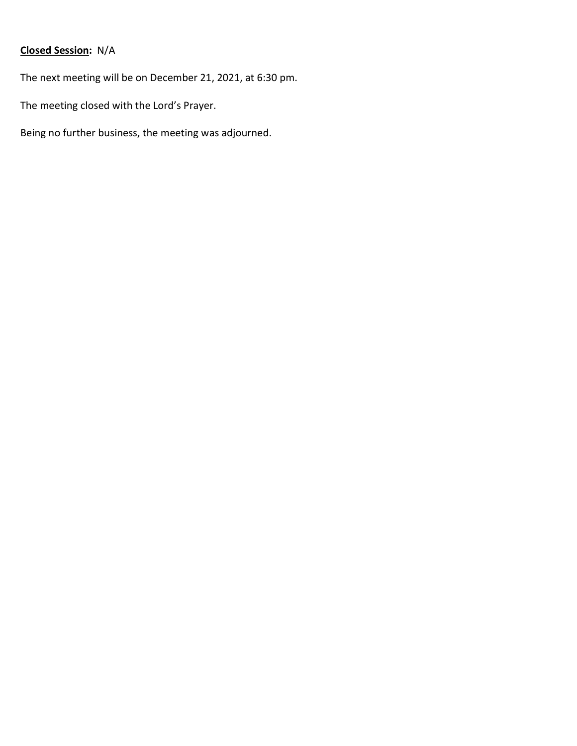**Closed Session:** N/A

The next meeting will be on December 21, 2021, at 6:30 pm.

The meeting closed with the Lord's Prayer.

Being no further business, the meeting was adjourned.